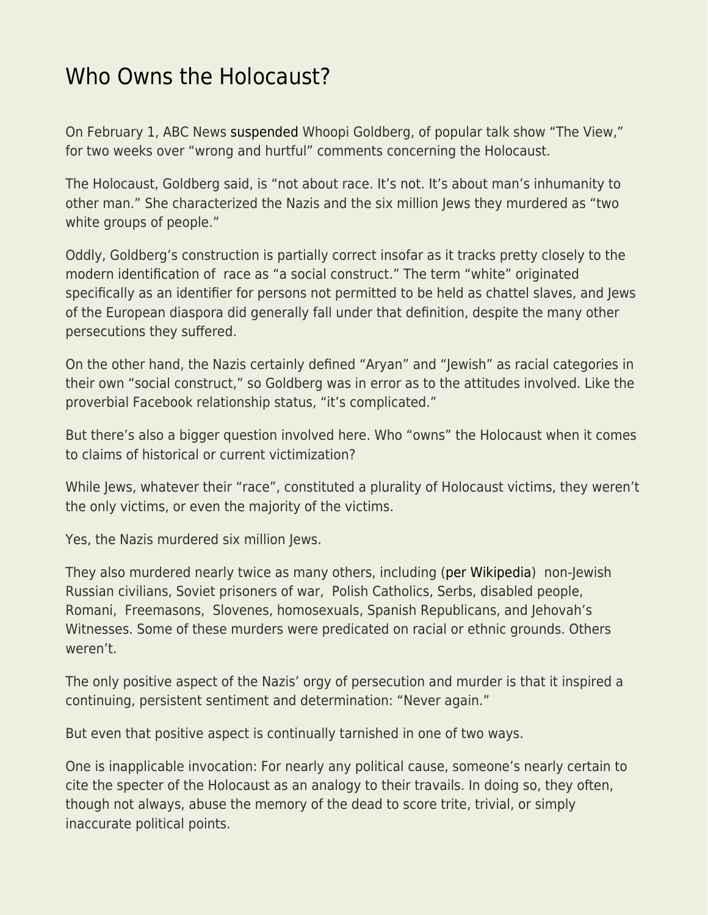# Who Owns the Holocaust?

On February 1, ABC News suspended Whoopi Goldberg, of popular talk show "The View," for two weeks over "wrong and hurtful" comments concerning the Holocaust.

The Holocaust, Goldberg said, is "not about race. It's not. It's about man's inhumanity to other man." She characterized the Nazis and the six million Jews they murdered as "two white groups of people."

Oddly, Goldberg's construction is partially correct insofar as it tracks pretty closely to the modern identification of race as "a social construct." The term "white" originated specifically as an identifier for persons not permitted to be held as chattel slaves, and Jews of the European diaspora did generally fall under that definition, despite the many other persecutions they suffered.

On the other hand, the Nazis certainly defined "Aryan" and "Jewish" as racial categories in their own "social construct," so Goldberg was in error as to the attitudes involved. Like the proverbial Facebook relationship status, "it's complicated."

But there's also a bigger question involved here. Who "owns" the Holocaust when it comes to claims of historical or current victimization?

While Jews, whatever their "race", constituted a plurality of Holocaust victims, they weren't the only victims, or even the majority of the victims.

Yes, the Nazis murdered six million Jews.

They also murdered nearly twice as many others, including (per Wikipedia) non-Jewish Russian civilians, Soviet prisoners of war, Polish Catholics, Serbs, disabled people, Romani, Freemasons, Slovenes, homosexuals, Spanish Republicans, and Jehovah's Witnesses. Some of these murders were predicated on racial or ethnic grounds. Others weren't.

The only positive aspect of the Nazis' orgy of persecution and murder is that it inspired a continuing, persistent sentiment and determination: "Never again."

But even that positive aspect is continually tarnished in one of two ways.

One is inapplicable invocation: For nearly any political cause, someone's nearly certain to cite the specter of the Holocaust as an analogy to their travails. In doing so, they often, though not always, abuse the memory of the dead to score trite, trivial, or simply inaccurate political points.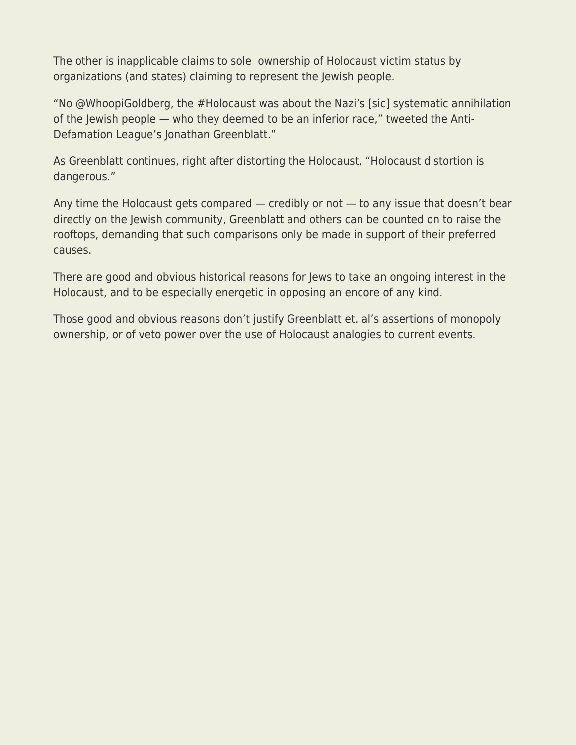The other is inapplicable claims to sole  ownership of Holocaust victim status by organizations (and states) claiming to represent the Jewish people.

“No @WhoopiGoldberg, the #Holocaust was about the Nazi’s [sic] systematic annihilation of the Jewish people — who they deemed to be an inferior race,” tweeted the Anti-Defamation League’s Jonathan Greenblatt.”

As Greenblatt continues, right after distorting the Holocaust, “Holocaust distortion is dangerous.”

Any time the Holocaust gets compared — credibly or not — to any issue that doesn’t bear directly on the Jewish community, Greenblatt and others can be counted on to raise the rooftops, demanding that such comparisons only be made in support of their preferred causes.

There are good and obvious historical reasons for Jews to take an ongoing interest in the Holocaust, and to be especially energetic in opposing an encore of any kind.

Those good and obvious reasons don’t justify Greenblatt et. al’s assertions of monopoly ownership, or of veto power over the use of Holocaust analogies to current events.